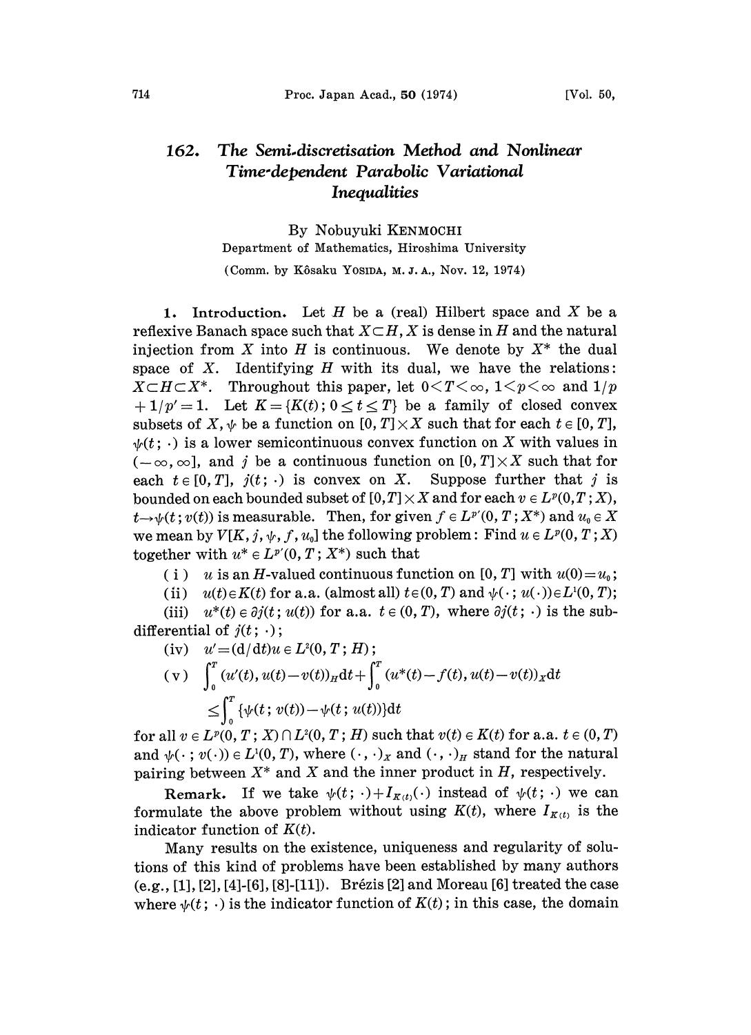# 162. The Semi-discretisation Method and Nonlinear Time-dependent Parabolic Variational Inequalities

By Nobuyuki KENMOCHI

Department of Mathematics, Hiroshima University

(Comm. by Kôsaku YOSIDA, M. J. A., Nov. 12, 1974)

**1. Introduction.** Let $H$ be a (real) Hilbert space and $X$ be a reflexive Banach space such that $X \subset H$, $X$ is dense in $H$ and the natural injection from $X$ into $H$ is continuous. We denote by $X^*$ the dual space of $X$. Identifying $H$ with its dual, we have the relations: $X \subset H \subset X^*$. Throughout this paper, let $0 < T < \infty$, $1 < p < \infty$ and $1/p + 1/p' = 1$. Let $K = \{K(t); 0 \leq t \leq T\}$ be a family of closed convex subsets of $X$, $\psi$ be a function on $[0, T] \times X$ such that for each $t \in [0, T]$, $\psi(t; \cdot)$ is a lower semicontinuous convex function on $X$ with values in $(-\infty, \infty]$, and $j$ be a continuous function on $[0, T] \times X$ such that for each $t \in [0, T]$, $j(t; \cdot)$ is convex on $X$. Suppose further that $j$ is bounded on each bounded subset of $[0, T] \times X$ and for each $v \in L^p(0, T; X)$, $t \to \psi(t; v(t))$ is measurable. Then, for given $f \in L^{p'}(0, T; X^*)$ and $u_0 \in X$ we mean by $V[K, j, \psi, f, u_0]$ the following problem: Find $u \in L^p(0, T; X)$ together with $u^* \in L^{p'}(0, T; X^*)$ such that

(i) $u$ is an $H$-valued continuous function on $[0, T]$ with $u(0) = u_0$;

(ii) $u(t) \in K(t)$ for a.a. (almost all) $t \in (0, T)$ and $\psi(\cdot; u(\cdot)) \in L^1(0, T)$;

(iii) $u^*(t) \in \partial j(t; u(t))$ for a.a. $t \in (0, T)$, where $\partial j(t; \cdot)$ is the subdifferential of $j(t; \cdot)$;

(iv) $u' = (\mathrm{d}/\mathrm{d}t)u \in L^2(0, T; H)$;

(v)
$$\int_0^T (u'(t), u(t) - v(t))_H \mathrm{d}t + \int_0^T (u^*(t) - f(t), u(t) - v(t))_X \mathrm{d}t \leq \int_0^T \{\psi(t; v(t)) - \psi(t; u(t))\} \mathrm{d}t$$

for all $v \in L^p(0, T; X) \cap L^2(0, T; H)$ such that $v(t) \in K(t)$ for a.a. $t \in (0, T)$ and $\psi(\cdot; v(\cdot)) \in L^1(0, T)$, where $(\cdot, \cdot)_X$ and $(\cdot, \cdot)_H$ stand for the natural pairing between $X^*$ and $X$ and the inner product in $H$, respectively.

**Remark.** If we take $\psi(t; \cdot) + I_{K(t)}(\cdot)$ instead of $\psi(t; \cdot)$ we can formulate the above problem without using $K(t)$, where $I_{K(t)}$ is the indicator function of $K(t)$.

Many results on the existence, uniqueness and regularity of solutions of this kind of problems have been established by many authors (e.g., [1], [2], [4]-[6], [8]-[11]). Brézis [2] and Moreau [6] treated the case where $\psi(t; \cdot)$ is the indicator function of $K(t)$; in this case, the domain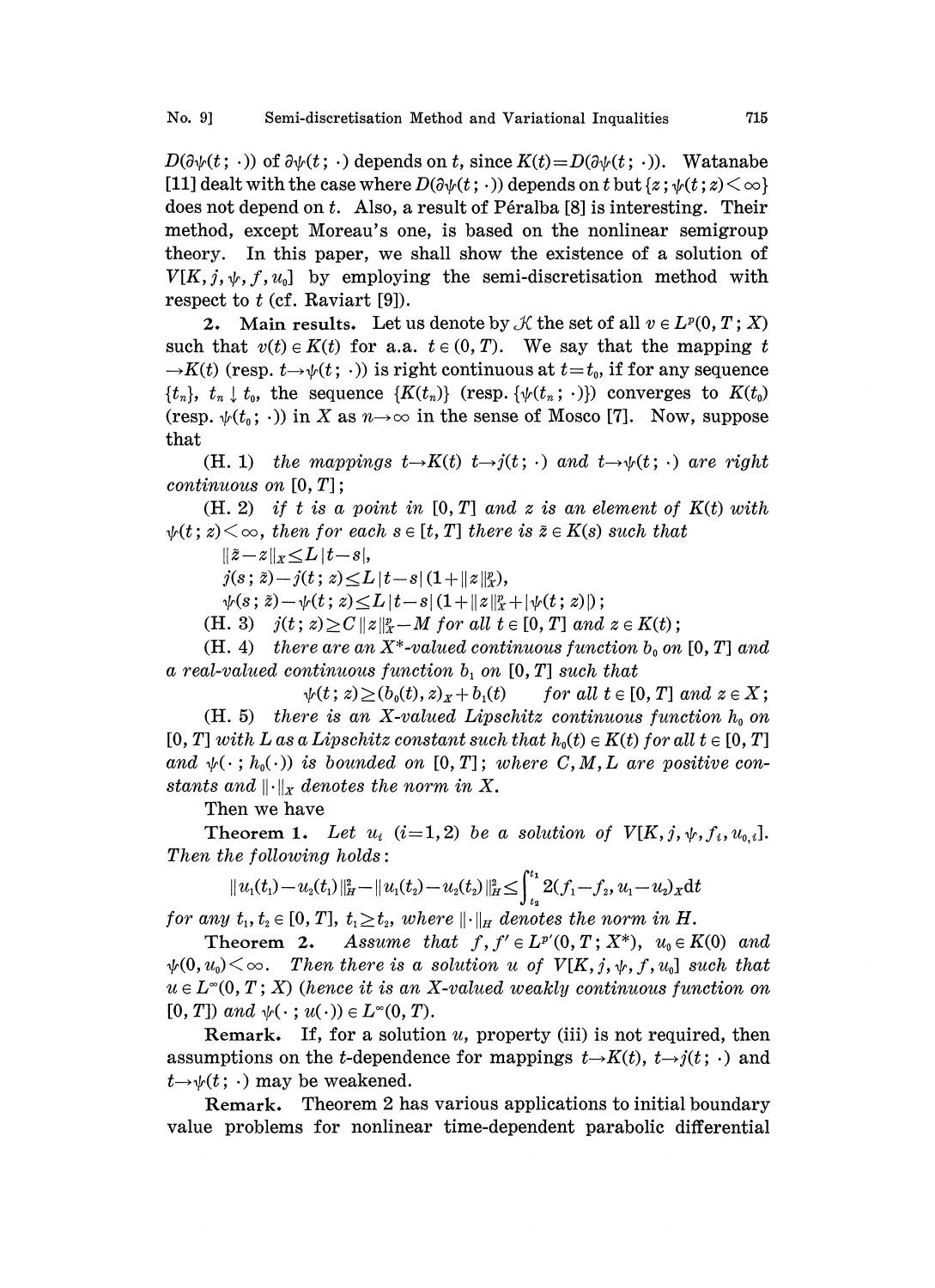$D(\partial\psi(t;\cdot))$ of $\partial\psi(t;\cdot)$ depends on $t$, since $K(t)=D(\partial\psi(t;\cdot))$. Watanabe [11] dealt with the case where $D(\partial\psi(t;\cdot))$ depends on $t$ but $\{z;\psi(t;z)<\infty\}$ does not depend on $t$. Also, a result of Péralba [8] is interesting. Their method, except Moreau's one, is based on the nonlinear semigroup theory. In this paper, we shall show the existence of a solution of $V[K,j,\psi,f,u_0]$ by employing the semi-discretisation method with respect to $t$ (cf. Raviart [9]).

**2. Main results.** Let us denote by $\mathcal{K}$ the set of all $v\in L^p(0,T;X)$ such that $v(t)\in K(t)$ for a.a. $t\in(0,T)$. We say that the mapping $t\to K(t)$ (resp. $t\to\psi(t;\cdot)$) is right continuous at $t=t_0$, if for any sequence $\{t_n\}$, $t_n\downarrow t_0$, the sequence $\{K(t_n)\}$ (resp. $\{\psi(t_n;\cdot)\}$) converges to $K(t_0)$ (resp. $\psi(t_0;\cdot)$) in $X$ as $n\to\infty$ in the sense of Mosco [7]. Now, suppose that

(H. 1) *the mappings $t\to K(t)$ $t\to j(t;\cdot)$ and $t\to\psi(t;\cdot)$ are right continuous on $[0,T]$;*

(H. 2) *if $t$ is a point in $[0,T]$ and $z$ is an element of $K(t)$ with $\psi(t;z)<\infty$, then for each $s\in[t,T]$ there is $\tilde{z}\in K(s)$ such that*

$$\|\tilde{z}-z\|_X\le L|t-s|,$$

$$j(s;\tilde{z})-j(t;z)\le L|t-s|(1+\|z\|_X^p),$$

$$\psi(s;\tilde{z})-\psi(t;z)\le L|t-s|(1+\|z\|_X^p+|\psi(t;z)|);$$

(H. 3) *$j(t;z)\ge C\|z\|_X^p-M$ for all $t\in[0,T]$ and $z\in K(t)$;*

(H. 4) *there are an $X^*$-valued continuous function $b_0$ on $[0,T]$ and a real-valued continuous function $b_1$ on $[0,T]$ such that*

$$\psi(t;z)\ge(b_0(t),z)_X+b_1(t)\qquad\text{for all } t\in[0,T] \text{ and } z\in X;$$

(H. 5) *there is an $X$-valued Lipschitz continuous function $h_0$ on $[0,T]$ with $L$ as a Lipschitz constant such that $h_0(t)\in K(t)$ for all $t\in[0,T]$ and $\psi(\cdot;h_0(\cdot))$ is bounded on $[0,T]$; where $C,M,L$ are positive constants and $\|\cdot\|_X$ denotes the norm in $X$.*

Then we have

**Theorem 1.** *Let $u_i$ $(i=1,2)$ be a solution of $V[K,j,\psi,f_i,u_{0,i}]$. Then the following holds:*

$$\|u_1(t_1)-u_2(t_1)\|_H^2-\|u_1(t_2)-u_2(t_2)\|_H^2\le\int_{t_2}^{t_1}2(f_1-f_2,u_1-u_2)_X dt$$

*for any $t_1,t_2\in[0,T]$, $t_1\ge t_2$, where $\|\cdot\|_H$ denotes the norm in $H$.*

**Theorem 2.** *Assume that $f,f'\in L^{p'}(0,T;X^*)$, $u_0\in K(0)$ and $\psi(0,u_0)<\infty$. Then there is a solution $u$ of $V[K,j,\psi,f,u_0]$ such that $u\in L^\infty(0,T;X)$ (hence it is an $X$-valued weakly continuous function on $[0,T]$) and $\psi(\cdot;u(\cdot))\in L^\infty(0,T)$.*

**Remark.** If, for a solution $u$, property (iii) is not required, then assumptions on the $t$-dependence for mappings $t\to K(t)$, $t\to j(t;\cdot)$ and $t\to\psi(t;\cdot)$ may be weakened.

**Remark.** Theorem 2 has various applications to initial boundary value problems for nonlinear time-dependent parabolic differential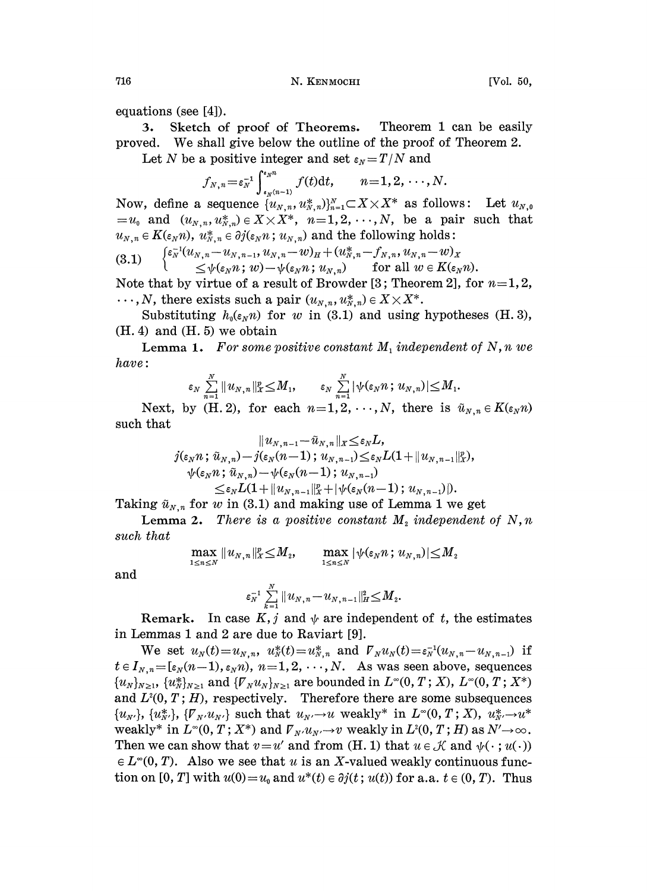equations (see [4]).

**3. Sketch of proof of Theorems.** Theorem 1 can be easily proved. We shall give below the outline of the proof of Theorem 2.

Let $N$ be a positive integer and set $\varepsilon_N = T/N$ and

$$f_{N,n} = \varepsilon_N^{-1} \int_{\varepsilon_N(n-1)}^{\varepsilon_N n} f(t)\mathrm{d}t, \qquad n=1,2,\cdots,N.$$

Now, define a sequence $\{u_{N,n}, u^*_{N,n}\}_{n=1}^N \subset X \times X^*$ as follows: Let $u_{N,0} = u_0$ and $(u_{N,n}, u^*_{N,n}) \in X \times X^*$, $n=1,2,\cdots,N$, be a pair such that $u_{N,n} \in K(\varepsilon_N n)$, $u^*_{N,n} \in \partial j(\varepsilon_N n\,;\, u_{N,n})$ and the following holds:

$$(3.1) \quad \begin{cases} \varepsilon_N^{-1}(u_{N,n} - u_{N,n-1}, u_{N,n} - w)_H + (u^*_{N,n} - f_{N,n}, u_{N,n} - w)_X \\ \qquad \le \psi(\varepsilon_N n\,;\, w) - \psi(\varepsilon_N n\,;\, u_{N,n}) \qquad \text{for all } w \in K(\varepsilon_N n). \end{cases}$$

Note that by virtue of a result of Browder [3; Theorem 2], for $n=1,2,\cdots,N$, there exists such a pair $(u_{N,n}, u^*_{N,n}) \in X \times X^*$.

Substituting $h_0(\varepsilon_N n)$ for $w$ in (3.1) and using hypotheses (H. 3), (H. 4) and (H. 5) we obtain

**Lemma 1.** *For some positive constant $M_1$ independent of $N, n$ we have*:

$$\varepsilon_N \sum_{n=1}^N \|u_{N,n}\|_X^p \le M_1, \qquad \varepsilon_N \sum_{n=1}^N |\psi(\varepsilon_N n\,;\, u_{N,n})| \le M_1.$$

Next, by (H. 2), for each $n=1,2,\cdots,N$, there is $\tilde{u}_{N,n} \in K(\varepsilon_N n)$ such that

$$\|u_{N,n-1} - \tilde{u}_{N,n}\|_X \le \varepsilon_N L,$$
$$j(\varepsilon_N n\,;\, \tilde{u}_{N,n}) - j(\varepsilon_N(n-1)\,;\, u_{N,n-1}) \le \varepsilon_N L(1 + \|u_{N,n-1}\|_X^p),$$
$$\psi(\varepsilon_N n\,;\, \tilde{u}_{N,n}) - \psi(\varepsilon_N(n-1)\,;\, u_{N,n-1})$$
$$\le \varepsilon_N L(1 + \|u_{N,n-1}\|_X^p + |\psi(\varepsilon_N(n-1)\,;\, u_{N,n-1})|).$$

Taking $\tilde{u}_{N,n}$ for $w$ in (3.1) and making use of Lemma 1 we get

**Lemma 2.** *There is a positive constant $M_2$ independent of $N, n$ such that*

$$\max_{1 \le n \le N} \|u_{N,n}\|_X^p \le M_2, \qquad \max_{1 \le n \le N} |\psi(\varepsilon_N n\,;\, u_{N,n})| \le M_2$$

and

$$\varepsilon_N^{-1} \sum_{k=1}^N \|u_{N,n} - u_{N,n-1}\|_H^2 \le M_2.$$

**Remark.** In case $K, j$ and $\psi$ are independent of $t$, the estimates in Lemmas 1 and 2 are due to Raviart [9].

We set $u_N(t) = u_{N,n}$, $u^*_N(t) = u^*_{N,n}$ and $\nabla_N u_N(t) = \varepsilon_N^{-1}(u_{N,n} - u_{N,n-1})$ if $t \in I_{N,n} = [\varepsilon_N(n-1), \varepsilon_N n)$, $n=1,2,\cdots,N$. As was seen above, sequences $\{u_N\}_{N\ge 1}$, $\{u^*_N\}_{N \ge 1}$ and $\{\nabla_N u_N\}_{N\ge 1}$ are bounded in $L^\infty(0,T\,;\,X)$, $L^\infty(0,T\,;\,X^*)$ and $L^2(0,T\,;\,H)$, respectively. Therefore there are some subsequences $\{u_{N'}\}$, $\{u^*_{N'}\}$, $\{\nabla_{N'} u_{N'}\}$ such that $u_{N'} \to u$ weakly* in $L^\infty(0,T\,;\,X)$, $u^*_{N'} \to u^*$ weakly* in $L^\infty(0,T\,;\,X^*)$ and $\nabla_{N'} u_{N'} \to v$ weakly in $L^2(0,T\,;\,H)$ as $N' \to \infty$. Then we can show that $v = u'$ and from (H. 1) that $u \in \mathcal{K}$ and $\psi(\cdot\,;\,u(\cdot)) \in L^\infty(0,T)$. Also we see that $u$ is an $X$-valued weakly continuous function on $[0,T]$ with $u(0) = u_0$ and $u^*(t) \in \partial j(t\,;\,u(t))$ for a.a. $t \in (0,T)$. Thus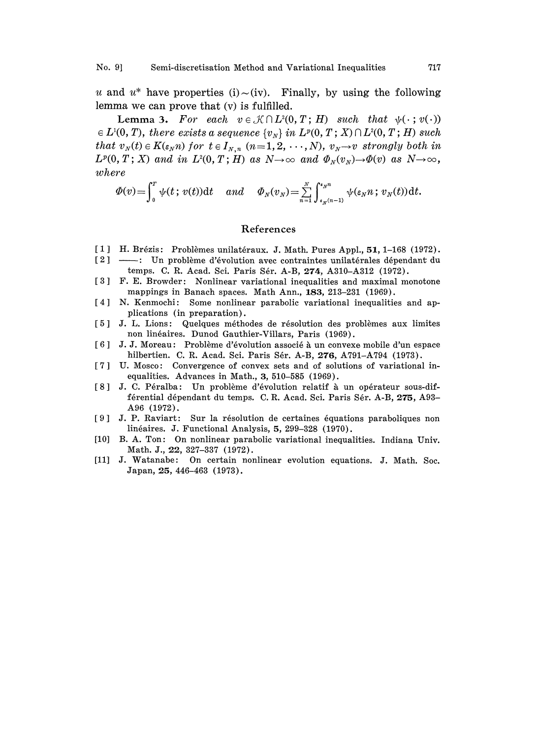$u$ and $u^*$ have properties (i)～(iv). Finally, by using the following lemma we can prove that (v) is fulfilled.

**Lemma 3.** *For each $v \in \mathcal{K} \cap L^2(0, T; H)$ such that $\psi(\cdot\,; v(\cdot)) \in L^1(0, T)$, there exists a sequence $\{v_N\}$ in $L^p(0, T; X) \cap L^2(0, T; H)$ such that $v_N(t) \in K(\varepsilon_N n)$ for $t \in I_{N,n}$ $(n=1, 2, \cdots, N)$, $v_N \to v$ strongly both in $L^p(0, T; X)$ and in $L^2(0, T; H)$ as $N \to \infty$ and $\Phi_N(v_N) \to \Phi(v)$ as $N \to \infty$, where*

$$\Phi(v) = \int_0^T \psi(t\,; v(t))\mathrm{d}t \quad \text{and} \quad \Phi_N(v_N) = \sum_{n=1}^{N} \int_{\varepsilon_N(n-1)}^{\varepsilon_N n} \psi(\varepsilon_N n\,; v_N(t))\mathrm{d}t.$$

## References

[1] H. Brézis: Problèmes unilatéraux. J. Math. Pures Appl., **51**, 1–168 (1972).

[2] ——: Un problème d'évolution avec contraintes unilatérales dépendant du temps. C. R. Acad. Sci. Paris Sér. A-B, **274**, A310–A312 (1972).

[3] F. E. Browder: Nonlinear variational inequalities and maximal monotone mappings in Banach spaces. Math Ann., **183**, 213–231 (1969).

[4] N. Kenmochi: Some nonlinear parabolic variational inequalities and applications (in preparation).

[5] J. L. Lions: Quelques méthodes de résolution des problèmes aux limites non linéaires. Dunod Gauthier-Villars, Paris (1969).

[6] J. J. Moreau: Problème d'évolution associé à un convexe mobile d'un espace hilbertien. C. R. Acad. Sci. Paris Sér. A-B, **276**, A791–A794 (1973).

[7] U. Mosco: Convergence of convex sets and of solutions of variational inequalities. Advances in Math., **3**, 510–585 (1969).

[8] J. C. Péralba: Un problème d'évolution relatif à un opérateur sous-différential dépendant du temps. C. R. Acad. Sci. Paris Sér. A-B, **275**, A93–A96 (1972).

[9] J. P. Raviart: Sur la résolution de certaines équations paraboliques non linéaires. J. Functional Analysis, **5**, 299–328 (1970).

[10] B. A. Ton: On nonlinear parabolic variational inequalities. Indiana Univ. Math. J., **22**, 327–337 (1972).

[11] J. Watanabe: On certain nonlinear evolution equations. J. Math. Soc. Japan, **25**, 446–463 (1973).